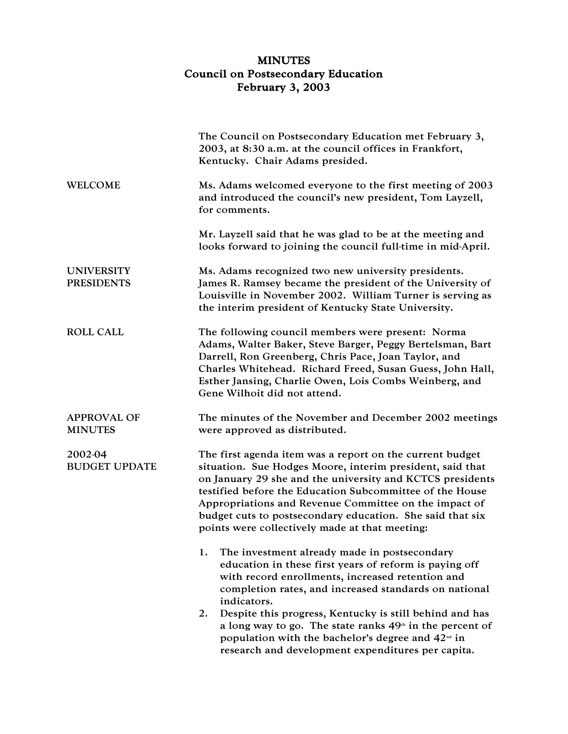# MINUTES
## Council on Postsecondary Education
## February 3, 2003

The Council on Postsecondary Education met February 3, 2003, at 8:30 a.m. at the council offices in Frankfort, Kentucky. Chair Adams presided.

**WELCOME**

Ms. Adams welcomed everyone to the first meeting of 2003 and introduced the council's new president, Tom Layzell, for comments.

Mr. Layzell said that he was glad to be at the meeting and looks forward to joining the council full-time in mid-April.

**UNIVERSITY PRESIDENTS**

Ms. Adams recognized two new university presidents. James R. Ramsey became the president of the University of Louisville in November 2002. William Turner is serving as the interim president of Kentucky State University.

**ROLL CALL**

The following council members were present: Norma Adams, Walter Baker, Steve Barger, Peggy Bertelsman, Bart Darrell, Ron Greenberg, Chris Pace, Joan Taylor, and Charles Whitehead. Richard Freed, Susan Guess, John Hall, Esther Jansing, Charlie Owen, Lois Combs Weinberg, and Gene Wilhoit did not attend.

**APPROVAL OF MINUTES**

The minutes of the November and December 2002 meetings were approved as distributed.

**2002-04 BUDGET UPDATE**

The first agenda item was a report on the current budget situation. Sue Hodges Moore, interim president, said that on January 29 she and the university and KCTCS presidents testified before the Education Subcommittee of the House Appropriations and Revenue Committee on the impact of budget cuts to postsecondary education. She said that six points were collectively made at that meeting:

1. The investment already made in postsecondary education in these first years of reform is paying off with record enrollments, increased retention and completion rates, and increased standards on national indicators.
2. Despite this progress, Kentucky is still behind and has a long way to go. The state ranks 49th in the percent of population with the bachelor's degree and 42nd in research and development expenditures per capita.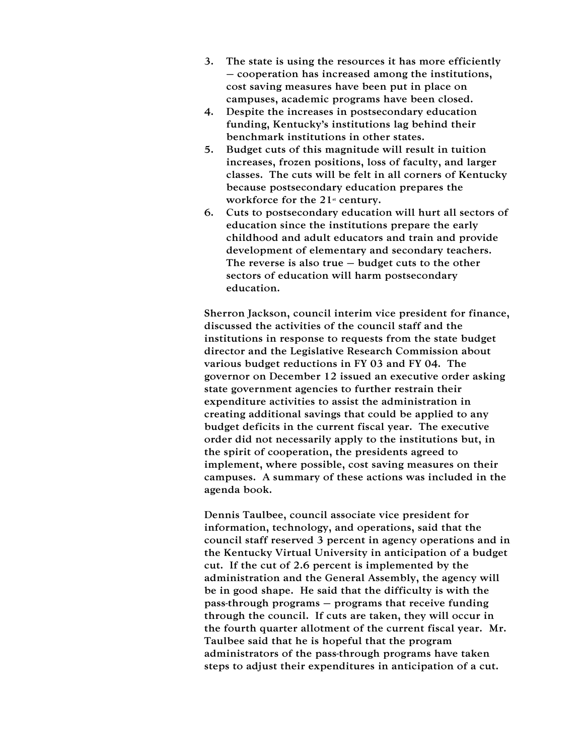3. The state is using the resources it has more efficiently – cooperation has increased among the institutions, cost saving measures have been put in place on campuses, academic programs have been closed.
4. Despite the increases in postsecondary education funding, Kentucky's institutions lag behind their benchmark institutions in other states.
5. Budget cuts of this magnitude will result in tuition increases, frozen positions, loss of faculty, and larger classes. The cuts will be felt in all corners of Kentucky because postsecondary education prepares the workforce for the 21st century.
6. Cuts to postsecondary education will hurt all sectors of education since the institutions prepare the early childhood and adult educators and train and provide development of elementary and secondary teachers. The reverse is also true – budget cuts to the other sectors of education will harm postsecondary education.

Sherron Jackson, council interim vice president for finance, discussed the activities of the council staff and the institutions in response to requests from the state budget director and the Legislative Research Commission about various budget reductions in FY 03 and FY 04. The governor on December 12 issued an executive order asking state government agencies to further restrain their expenditure activities to assist the administration in creating additional savings that could be applied to any budget deficits in the current fiscal year. The executive order did not necessarily apply to the institutions but, in the spirit of cooperation, the presidents agreed to implement, where possible, cost saving measures on their campuses. A summary of these actions was included in the agenda book.

Dennis Taulbee, council associate vice president for information, technology, and operations, said that the council staff reserved 3 percent in agency operations and in the Kentucky Virtual University in anticipation of a budget cut. If the cut of 2.6 percent is implemented by the administration and the General Assembly, the agency will be in good shape. He said that the difficulty is with the pass-through programs – programs that receive funding through the council. If cuts are taken, they will occur in the fourth quarter allotment of the current fiscal year. Mr. Taulbee said that he is hopeful that the program administrators of the pass-through programs have taken steps to adjust their expenditures in anticipation of a cut.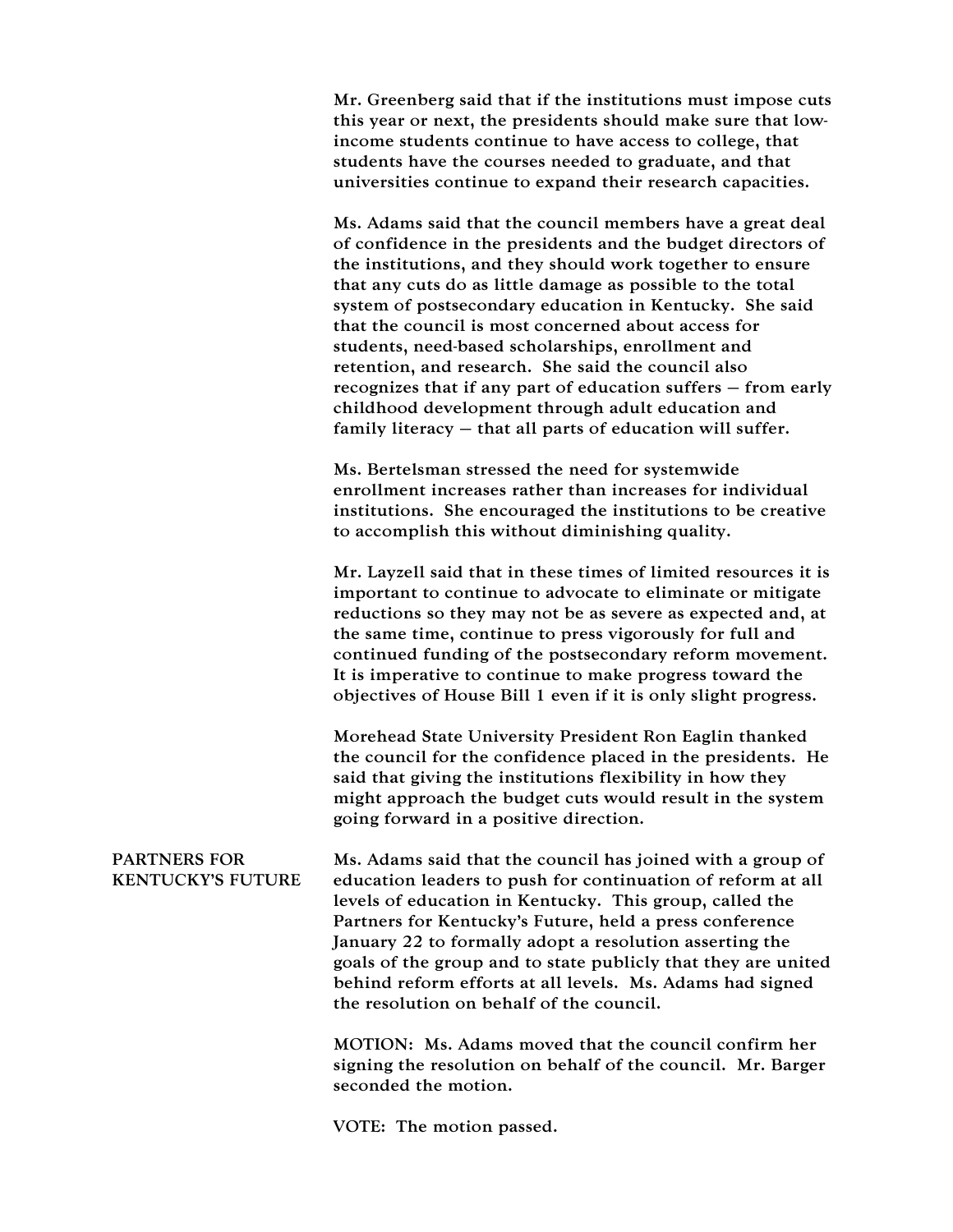Mr. Greenberg said that if the institutions must impose cuts this year or next, the presidents should make sure that low-income students continue to have access to college, that students have the courses needed to graduate, and that universities continue to expand their research capacities.

Ms. Adams said that the council members have a great deal of confidence in the presidents and the budget directors of the institutions, and they should work together to ensure that any cuts do as little damage as possible to the total system of postsecondary education in Kentucky. She said that the council is most concerned about access for students, need-based scholarships, enrollment and retention, and research. She said the council also recognizes that if any part of education suffers – from early childhood development through adult education and family literacy – that all parts of education will suffer.

Ms. Bertelsman stressed the need for systemwide enrollment increases rather than increases for individual institutions. She encouraged the institutions to be creative to accomplish this without diminishing quality.

Mr. Layzell said that in these times of limited resources it is important to continue to advocate to eliminate or mitigate reductions so they may not be as severe as expected and, at the same time, continue to press vigorously for full and continued funding of the postsecondary reform movement. It is imperative to continue to make progress toward the objectives of House Bill 1 even if it is only slight progress.

Morehead State University President Ron Eaglin thanked the council for the confidence placed in the presidents. He said that giving the institutions flexibility in how they might approach the budget cuts would result in the system going forward in a positive direction.

## PARTNERS FOR KENTUCKY'S FUTURE

Ms. Adams said that the council has joined with a group of education leaders to push for continuation of reform at all levels of education in Kentucky. This group, called the Partners for Kentucky's Future, held a press conference January 22 to formally adopt a resolution asserting the goals of the group and to state publicly that they are united behind reform efforts at all levels. Ms. Adams had signed the resolution on behalf of the council.

MOTION: Ms. Adams moved that the council confirm her signing the resolution on behalf of the council. Mr. Barger seconded the motion.

VOTE: The motion passed.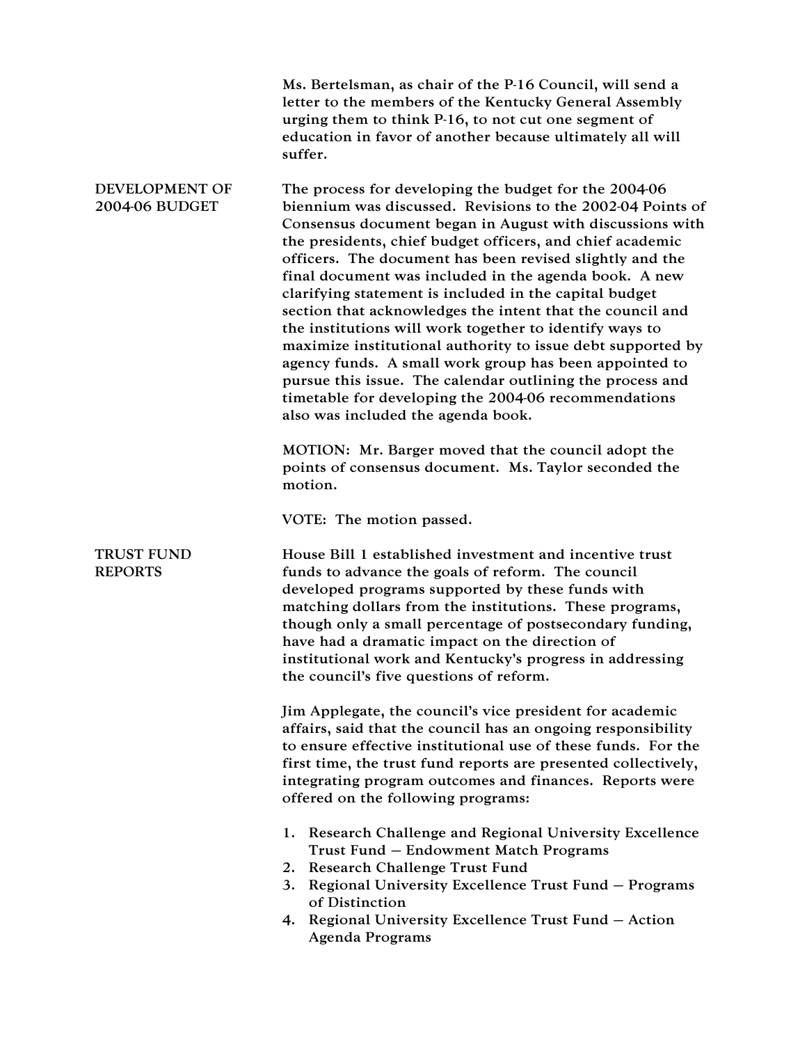Ms. Bertelsman, as chair of the P-16 Council, will send a letter to the members of the Kentucky General Assembly urging them to think P-16, to not cut one segment of education in favor of another because ultimately all will suffer.

## DEVELOPMENT OF 2004-06 BUDGET

The process for developing the budget for the 2004-06 biennium was discussed. Revisions to the 2002-04 Points of Consensus document began in August with discussions with the presidents, chief budget officers, and chief academic officers. The document has been revised slightly and the final document was included in the agenda book. A new clarifying statement is included in the capital budget section that acknowledges the intent that the council and the institutions will work together to identify ways to maximize institutional authority to issue debt supported by agency funds. A small work group has been appointed to pursue this issue. The calendar outlining the process and timetable for developing the 2004-06 recommendations also was included the agenda book.

MOTION: Mr. Barger moved that the council adopt the points of consensus document. Ms. Taylor seconded the motion.

VOTE: The motion passed.

## TRUST FUND REPORTS

House Bill 1 established investment and incentive trust funds to advance the goals of reform. The council developed programs supported by these funds with matching dollars from the institutions. These programs, though only a small percentage of postsecondary funding, have had a dramatic impact on the direction of institutional work and Kentucky's progress in addressing the council's five questions of reform.

Jim Applegate, the council's vice president for academic affairs, said that the council has an ongoing responsibility to ensure effective institutional use of these funds. For the first time, the trust fund reports are presented collectively, integrating program outcomes and finances. Reports were offered on the following programs:

1. Research Challenge and Regional University Excellence Trust Fund – Endowment Match Programs
2. Research Challenge Trust Fund
3. Regional University Excellence Trust Fund – Programs of Distinction
4. Regional University Excellence Trust Fund – Action Agenda Programs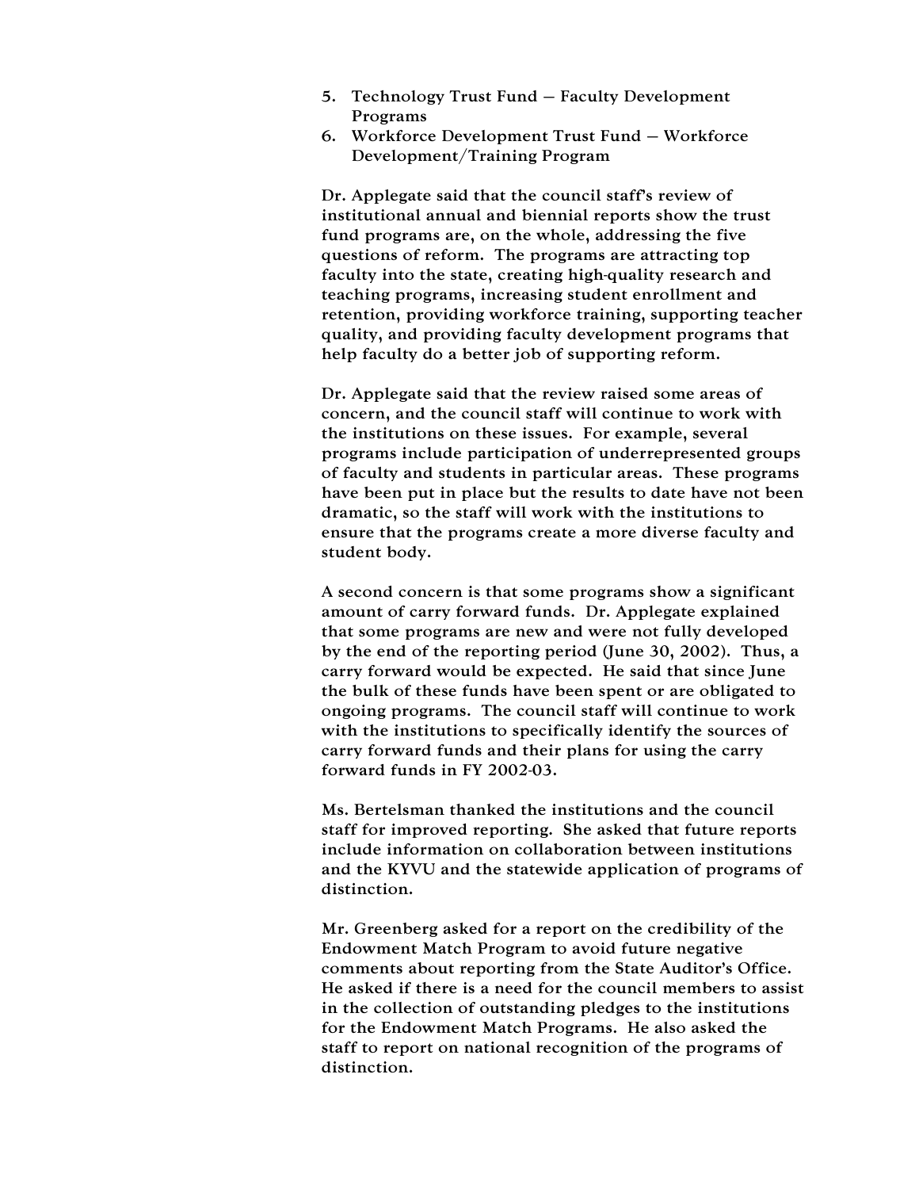5. Technology Trust Fund – Faculty Development Programs
6. Workforce Development Trust Fund – Workforce Development/Training Program

Dr. Applegate said that the council staff's review of institutional annual and biennial reports show the trust fund programs are, on the whole, addressing the five questions of reform. The programs are attracting top faculty into the state, creating high-quality research and teaching programs, increasing student enrollment and retention, providing workforce training, supporting teacher quality, and providing faculty development programs that help faculty do a better job of supporting reform.

Dr. Applegate said that the review raised some areas of concern, and the council staff will continue to work with the institutions on these issues. For example, several programs include participation of underrepresented groups of faculty and students in particular areas. These programs have been put in place but the results to date have not been dramatic, so the staff will work with the institutions to ensure that the programs create a more diverse faculty and student body.

A second concern is that some programs show a significant amount of carry forward funds. Dr. Applegate explained that some programs are new and were not fully developed by the end of the reporting period (June 30, 2002). Thus, a carry forward would be expected. He said that since June the bulk of these funds have been spent or are obligated to ongoing programs. The council staff will continue to work with the institutions to specifically identify the sources of carry forward funds and their plans for using the carry forward funds in FY 2002-03.

Ms. Bertelsman thanked the institutions and the council staff for improved reporting. She asked that future reports include information on collaboration between institutions and the KYVU and the statewide application of programs of distinction.

Mr. Greenberg asked for a report on the credibility of the Endowment Match Program to avoid future negative comments about reporting from the State Auditor's Office. He asked if there is a need for the council members to assist in the collection of outstanding pledges to the institutions for the Endowment Match Programs. He also asked the staff to report on national recognition of the programs of distinction.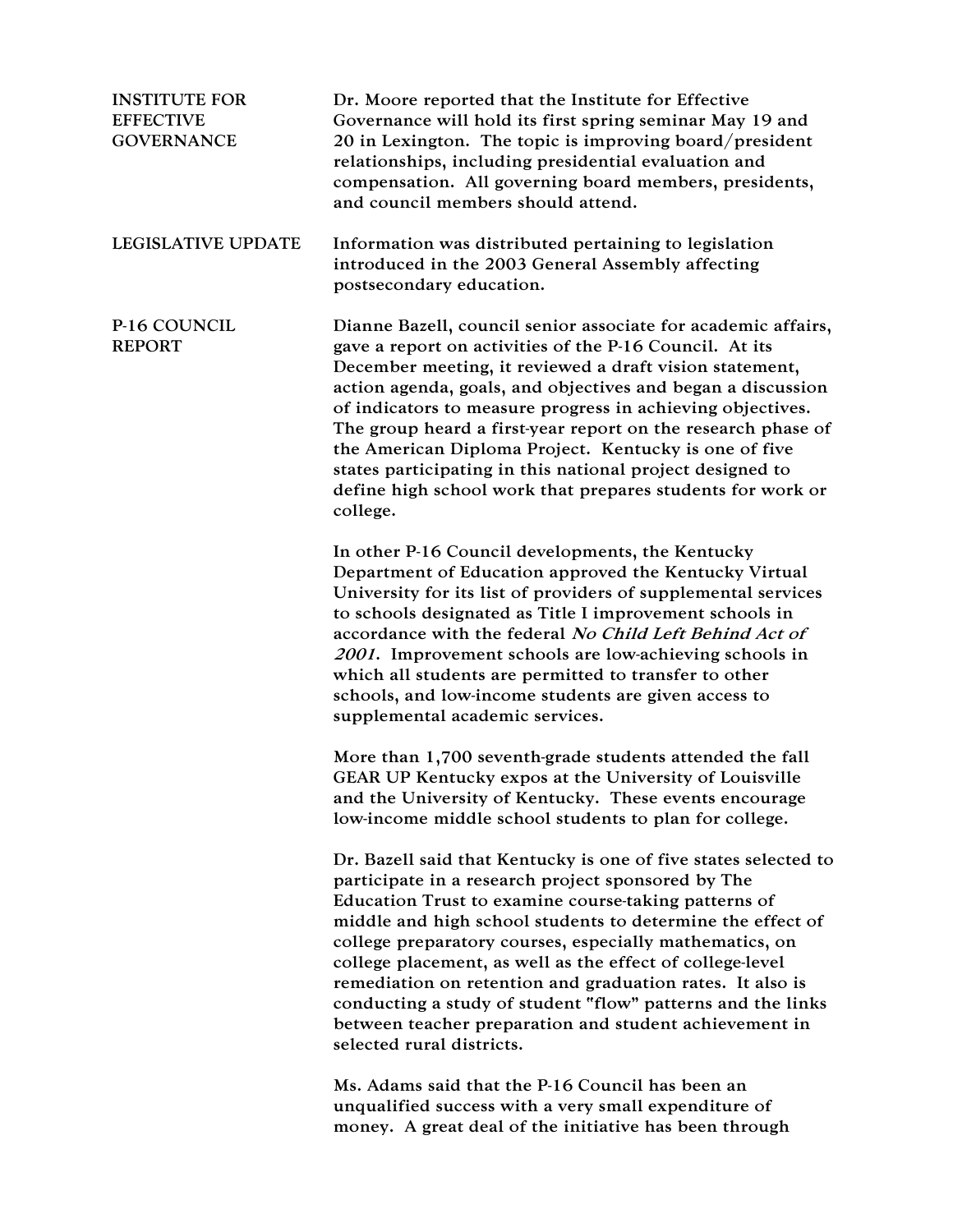**INSTITUTE FOR EFFECTIVE GOVERNANCE**

Dr. Moore reported that the Institute for Effective Governance will hold its first spring seminar May 19 and 20 in Lexington. The topic is improving board/president relationships, including presidential evaluation and compensation. All governing board members, presidents, and council members should attend.

**LEGISLATIVE UPDATE**

Information was distributed pertaining to legislation introduced in the 2003 General Assembly affecting postsecondary education.

**P-16 COUNCIL REPORT**

Dianne Bazell, council senior associate for academic affairs, gave a report on activities of the P-16 Council. At its December meeting, it reviewed a draft vision statement, action agenda, goals, and objectives and began a discussion of indicators to measure progress in achieving objectives. The group heard a first-year report on the research phase of the American Diploma Project. Kentucky is one of five states participating in this national project designed to define high school work that prepares students for work or college.

In other P-16 Council developments, the Kentucky Department of Education approved the Kentucky Virtual University for its list of providers of supplemental services to schools designated as Title I improvement schools in accordance with the federal *No Child Left Behind Act of 2001*. Improvement schools are low-achieving schools in which all students are permitted to transfer to other schools, and low-income students are given access to supplemental academic services.

More than 1,700 seventh-grade students attended the fall GEAR UP Kentucky expos at the University of Louisville and the University of Kentucky. These events encourage low-income middle school students to plan for college.

Dr. Bazell said that Kentucky is one of five states selected to participate in a research project sponsored by The Education Trust to examine course-taking patterns of middle and high school students to determine the effect of college preparatory courses, especially mathematics, on college placement, as well as the effect of college-level remediation on retention and graduation rates. It also is conducting a study of student "flow" patterns and the links between teacher preparation and student achievement in selected rural districts.

Ms. Adams said that the P-16 Council has been an unqualified success with a very small expenditure of money. A great deal of the initiative has been through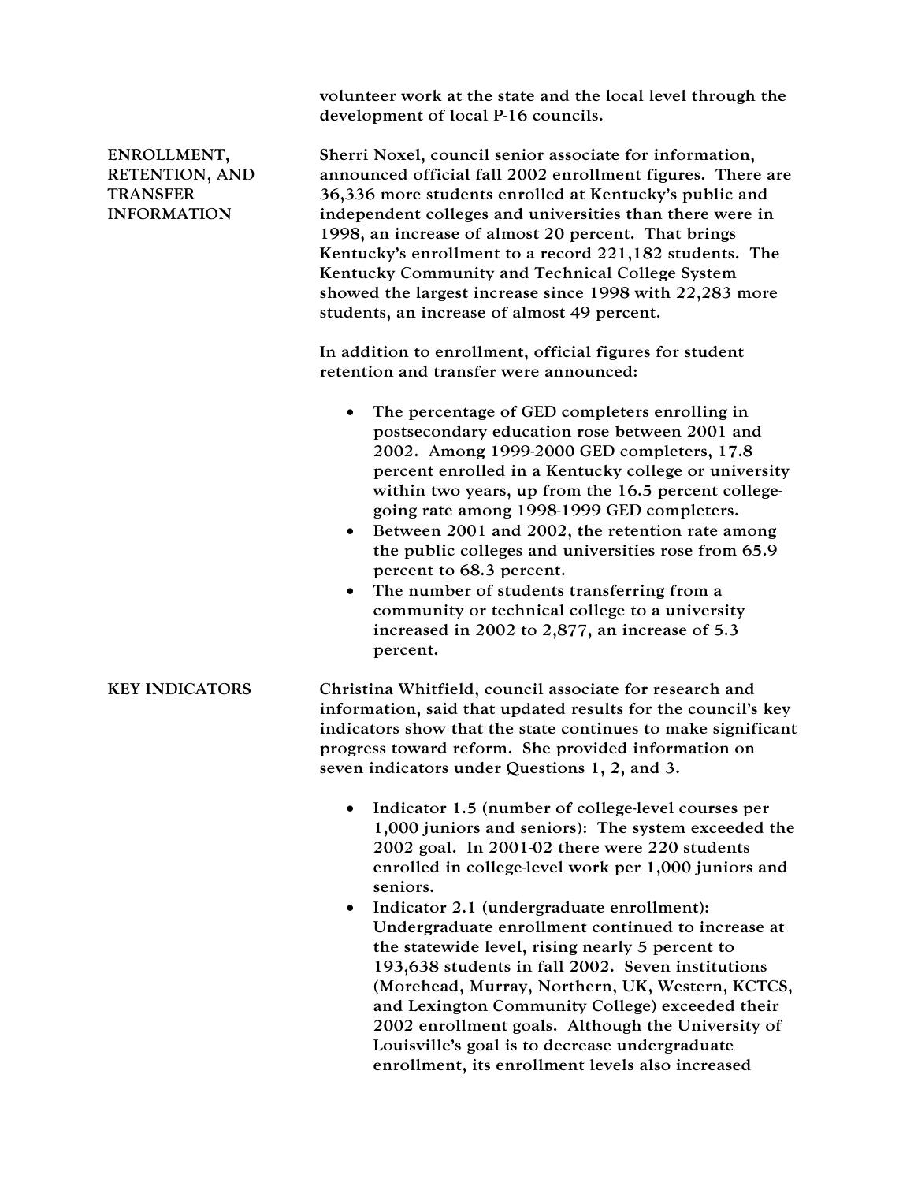volunteer work at the state and the local level through the development of local P-16 councils.

## ENROLLMENT, RETENTION, AND TRANSFER INFORMATION

Sherri Noxel, council senior associate for information, announced official fall 2002 enrollment figures. There are 36,336 more students enrolled at Kentucky's public and independent colleges and universities than there were in 1998, an increase of almost 20 percent. That brings Kentucky's enrollment to a record 221,182 students. The Kentucky Community and Technical College System showed the largest increase since 1998 with 22,283 more students, an increase of almost 49 percent.

In addition to enrollment, official figures for student retention and transfer were announced:

- The percentage of GED completers enrolling in postsecondary education rose between 2001 and 2002. Among 1999-2000 GED completers, 17.8 percent enrolled in a Kentucky college or university within two years, up from the 16.5 percent college-going rate among 1998-1999 GED completers.
- Between 2001 and 2002, the retention rate among the public colleges and universities rose from 65.9 percent to 68.3 percent.
- The number of students transferring from a community or technical college to a university increased in 2002 to 2,877, an increase of 5.3 percent.

## KEY INDICATORS

Christina Whitfield, council associate for research and information, said that updated results for the council's key indicators show that the state continues to make significant progress toward reform. She provided information on seven indicators under Questions 1, 2, and 3.

- Indicator 1.5 (number of college-level courses per 1,000 juniors and seniors): The system exceeded the 2002 goal. In 2001-02 there were 220 students enrolled in college-level work per 1,000 juniors and seniors.
- Indicator 2.1 (undergraduate enrollment): Undergraduate enrollment continued to increase at the statewide level, rising nearly 5 percent to 193,638 students in fall 2002. Seven institutions (Morehead, Murray, Northern, UK, Western, KCTCS, and Lexington Community College) exceeded their 2002 enrollment goals. Although the University of Louisville's goal is to decrease undergraduate enrollment, its enrollment levels also increased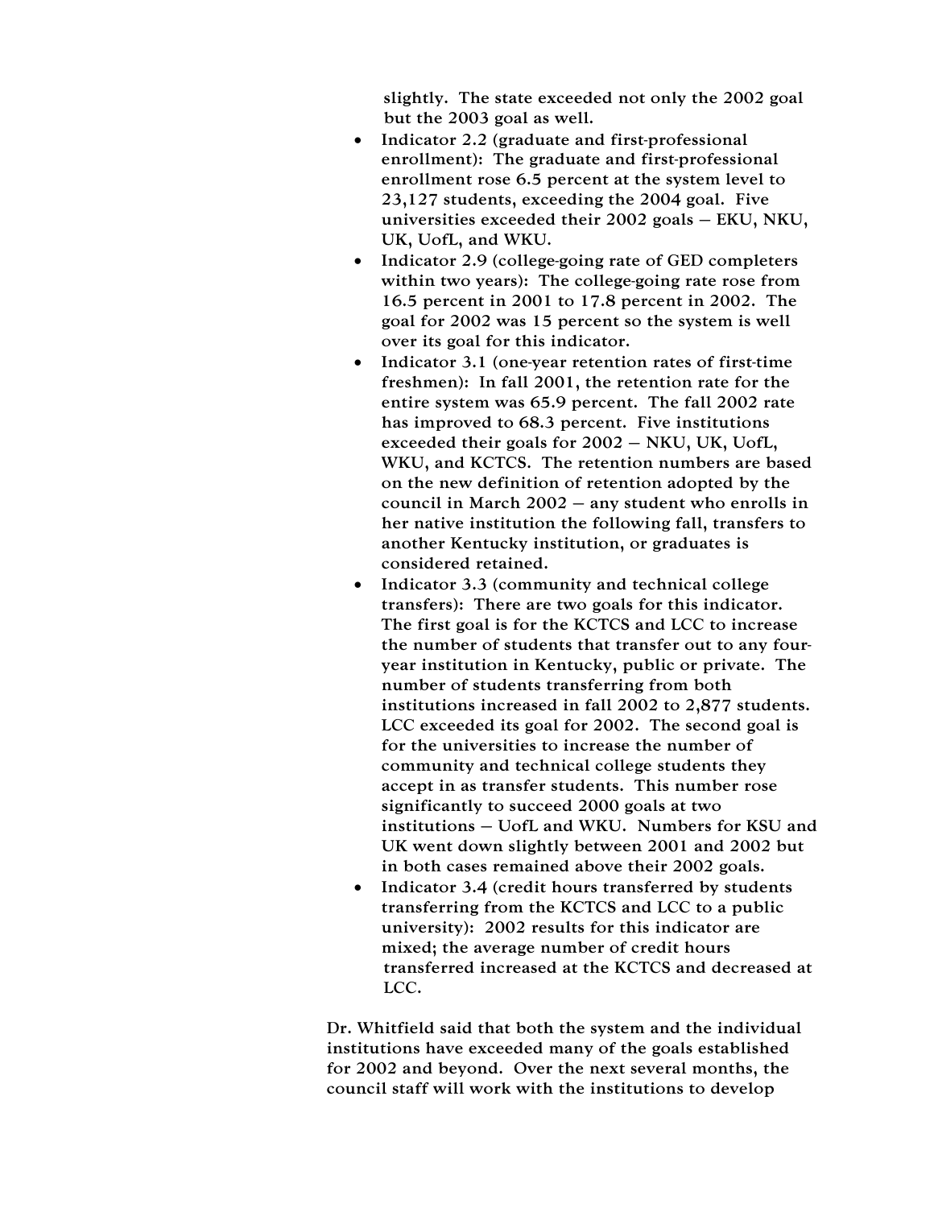slightly. The state exceeded not only the 2002 goal but the 2003 goal as well.

- Indicator 2.2 (graduate and first-professional enrollment): The graduate and first-professional enrollment rose 6.5 percent at the system level to 23,127 students, exceeding the 2004 goal. Five universities exceeded their 2002 goals – EKU, NKU, UK, UofL, and WKU.
- Indicator 2.9 (college-going rate of GED completers within two years): The college-going rate rose from 16.5 percent in 2001 to 17.8 percent in 2002. The goal for 2002 was 15 percent so the system is well over its goal for this indicator.
- Indicator 3.1 (one-year retention rates of first-time freshmen): In fall 2001, the retention rate for the entire system was 65.9 percent. The fall 2002 rate has improved to 68.3 percent. Five institutions exceeded their goals for 2002 – NKU, UK, UofL, WKU, and KCTCS. The retention numbers are based on the new definition of retention adopted by the council in March 2002 – any student who enrolls in her native institution the following fall, transfers to another Kentucky institution, or graduates is considered retained.
- Indicator 3.3 (community and technical college transfers): There are two goals for this indicator. The first goal is for the KCTCS and LCC to increase the number of students that transfer out to any four-year institution in Kentucky, public or private. The number of students transferring from both institutions increased in fall 2002 to 2,877 students. LCC exceeded its goal for 2002. The second goal is for the universities to increase the number of community and technical college students they accept in as transfer students. This number rose significantly to succeed 2000 goals at two institutions – UofL and WKU. Numbers for KSU and UK went down slightly between 2001 and 2002 but in both cases remained above their 2002 goals.
- Indicator 3.4 (credit hours transferred by students transferring from the KCTCS and LCC to a public university): 2002 results for this indicator are mixed; the average number of credit hours transferred increased at the KCTCS and decreased at LCC.

Dr. Whitfield said that both the system and the individual institutions have exceeded many of the goals established for 2002 and beyond. Over the next several months, the council staff will work with the institutions to develop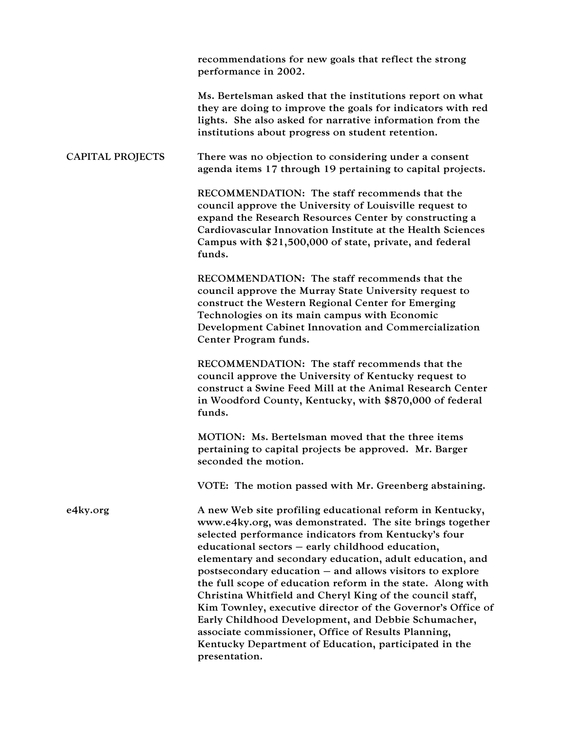recommendations for new goals that reflect the strong performance in 2002.

Ms. Bertelsman asked that the institutions report on what they are doing to improve the goals for indicators with red lights. She also asked for narrative information from the institutions about progress on student retention.

**CAPITAL PROJECTS**

There was no objection to considering under a consent agenda items 17 through 19 pertaining to capital projects.

RECOMMENDATION: The staff recommends that the council approve the University of Louisville request to expand the Research Resources Center by constructing a Cardiovascular Innovation Institute at the Health Sciences Campus with $21,500,000 of state, private, and federal funds.

RECOMMENDATION: The staff recommends that the council approve the Murray State University request to construct the Western Regional Center for Emerging Technologies on its main campus with Economic Development Cabinet Innovation and Commercialization Center Program funds.

RECOMMENDATION: The staff recommends that the council approve the University of Kentucky request to construct a Swine Feed Mill at the Animal Research Center in Woodford County, Kentucky, with $870,000 of federal funds.

MOTION: Ms. Bertelsman moved that the three items pertaining to capital projects be approved. Mr. Barger seconded the motion.

VOTE: The motion passed with Mr. Greenberg abstaining.

**e4ky.org**

A new Web site profiling educational reform in Kentucky, www.e4ky.org, was demonstrated. The site brings together selected performance indicators from Kentucky's four educational sectors – early childhood education, elementary and secondary education, adult education, and postsecondary education – and allows visitors to explore the full scope of education reform in the state. Along with Christina Whitfield and Cheryl King of the council staff, Kim Townley, executive director of the Governor's Office of Early Childhood Development, and Debbie Schumacher, associate commissioner, Office of Results Planning, Kentucky Department of Education, participated in the presentation.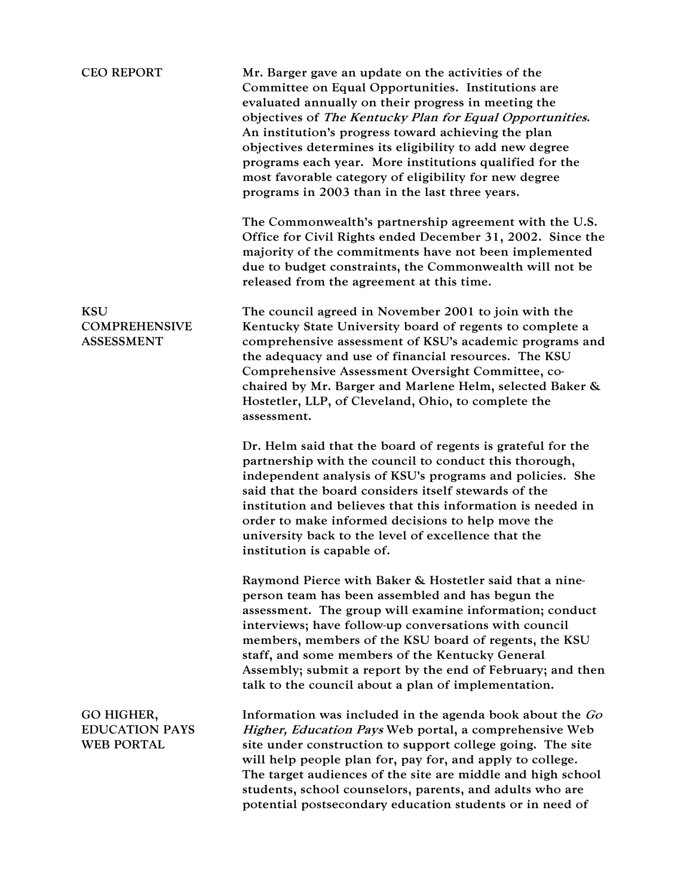## CEO REPORT

Mr. Barger gave an update on the activities of the Committee on Equal Opportunities. Institutions are evaluated annually on their progress in meeting the objectives of *The Kentucky Plan for Equal Opportunities*. An institution's progress toward achieving the plan objectives determines its eligibility to add new degree programs each year. More institutions qualified for the most favorable category of eligibility for new degree programs in 2003 than in the last three years.

The Commonwealth's partnership agreement with the U.S. Office for Civil Rights ended December 31, 2002. Since the majority of the commitments have not been implemented due to budget constraints, the Commonwealth will not be released from the agreement at this time.

## KSU COMPREHENSIVE ASSESSMENT

The council agreed in November 2001 to join with the Kentucky State University board of regents to complete a comprehensive assessment of KSU's academic programs and the adequacy and use of financial resources. The KSU Comprehensive Assessment Oversight Committee, co-chaired by Mr. Barger and Marlene Helm, selected Baker & Hostetler, LLP, of Cleveland, Ohio, to complete the assessment.

Dr. Helm said that the board of regents is grateful for the partnership with the council to conduct this thorough, independent analysis of KSU's programs and policies. She said that the board considers itself stewards of the institution and believes that this information is needed in order to make informed decisions to help move the university back to the level of excellence that the institution is capable of.

Raymond Pierce with Baker & Hostetler said that a nine-person team has been assembled and has begun the assessment. The group will examine information; conduct interviews; have follow-up conversations with council members, members of the KSU board of regents, the KSU staff, and some members of the Kentucky General Assembly; submit a report by the end of February; and then talk to the council about a plan of implementation.

## GO HIGHER, EDUCATION PAYS WEB PORTAL

Information was included in the agenda book about the *Go Higher, Education Pays* Web portal, a comprehensive Web site under construction to support college going. The site will help people plan for, pay for, and apply to college. The target audiences of the site are middle and high school students, school counselors, parents, and adults who are potential postsecondary education students or in need of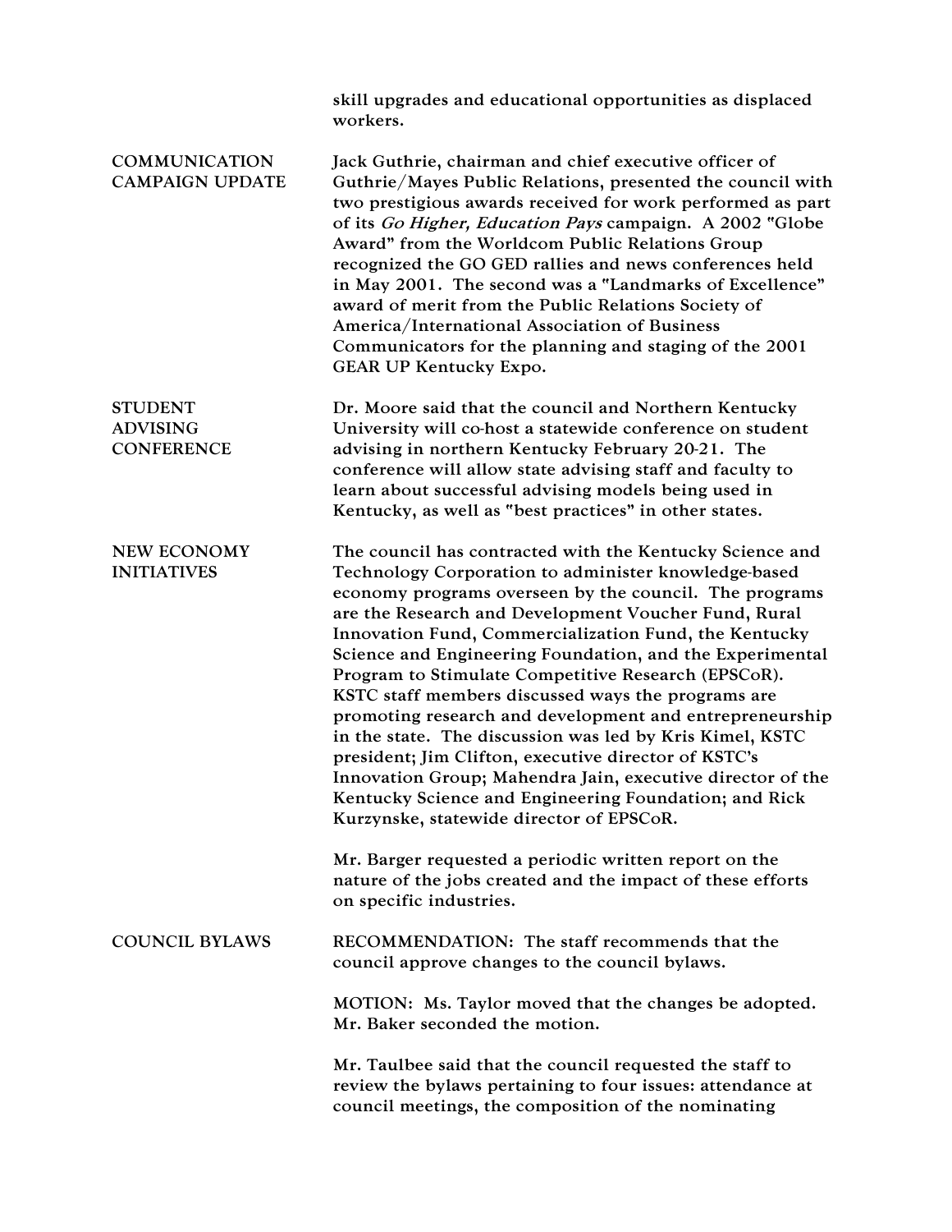skill upgrades and educational opportunities as displaced workers.

**COMMUNICATION CAMPAIGN UPDATE**

Jack Guthrie, chairman and chief executive officer of Guthrie/Mayes Public Relations, presented the council with two prestigious awards received for work performed as part of its *Go Higher, Education Pays* campaign. A 2002 "Globe Award" from the Worldcom Public Relations Group recognized the GO GED rallies and news conferences held in May 2001. The second was a "Landmarks of Excellence" award of merit from the Public Relations Society of America/International Association of Business Communicators for the planning and staging of the 2001 GEAR UP Kentucky Expo.

**STUDENT ADVISING CONFERENCE**

Dr. Moore said that the council and Northern Kentucky University will co-host a statewide conference on student advising in northern Kentucky February 20-21. The conference will allow state advising staff and faculty to learn about successful advising models being used in Kentucky, as well as "best practices" in other states.

**NEW ECONOMY INITIATIVES**

The council has contracted with the Kentucky Science and Technology Corporation to administer knowledge-based economy programs overseen by the council. The programs are the Research and Development Voucher Fund, Rural Innovation Fund, Commercialization Fund, the Kentucky Science and Engineering Foundation, and the Experimental Program to Stimulate Competitive Research (EPSCoR). KSTC staff members discussed ways the programs are promoting research and development and entrepreneurship in the state. The discussion was led by Kris Kimel, KSTC president; Jim Clifton, executive director of KSTC's Innovation Group; Mahendra Jain, executive director of the Kentucky Science and Engineering Foundation; and Rick Kurzynske, statewide director of EPSCoR.

Mr. Barger requested a periodic written report on the nature of the jobs created and the impact of these efforts on specific industries.

**COUNCIL BYLAWS**

RECOMMENDATION: The staff recommends that the council approve changes to the council bylaws.

MOTION: Ms. Taylor moved that the changes be adopted. Mr. Baker seconded the motion.

Mr. Taulbee said that the council requested the staff to review the bylaws pertaining to four issues: attendance at council meetings, the composition of the nominating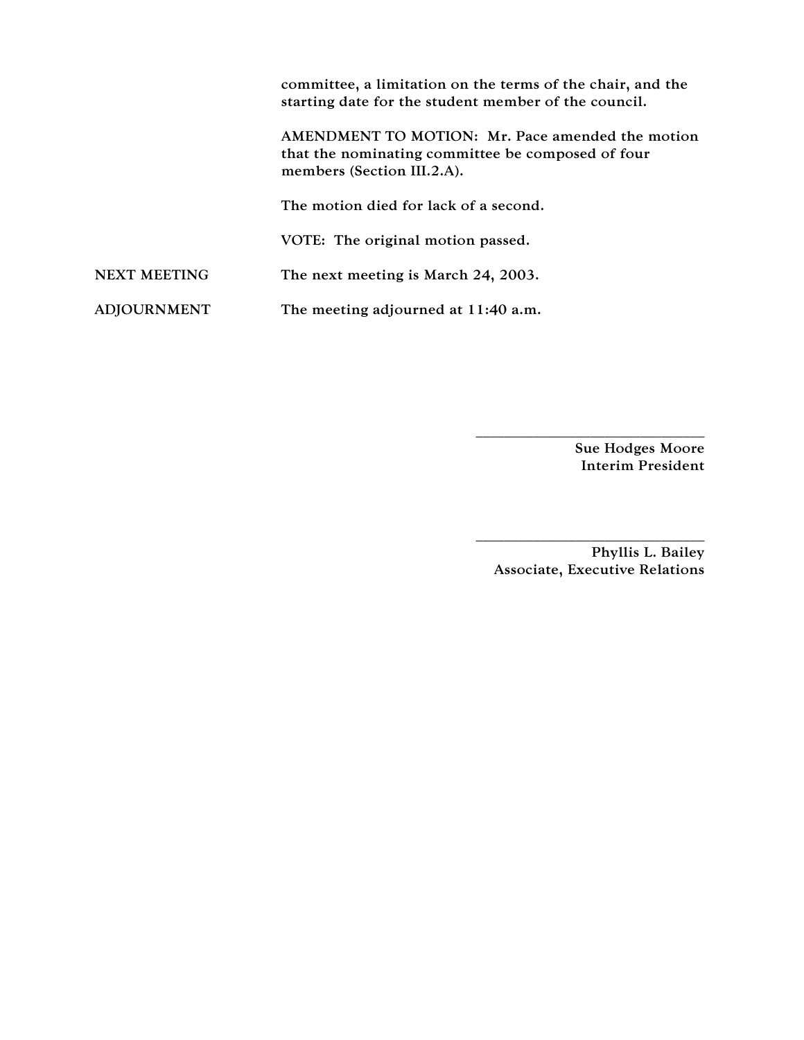committee, a limitation on the terms of the chair, and the starting date for the student member of the council.

AMENDMENT TO MOTION: Mr. Pace amended the motion that the nominating committee be composed of four members (Section III.2.A).

The motion died for lack of a second.

VOTE: The original motion passed.

**NEXT MEETING** The next meeting is March 24, 2003.

**ADJOURNMENT** The meeting adjourned at 11:40 a.m.

\_\_\_\_\_\_\_\_\_\_\_\_\_\_\_\_\_\_\_\_\_\_\_\_\_\_\_\_\_\_

Sue Hodges Moore
Interim President

\_\_\_\_\_\_\_\_\_\_\_\_\_\_\_\_\_\_\_\_\_\_\_\_\_\_\_\_\_\_

Phyllis L. Bailey
Associate, Executive Relations